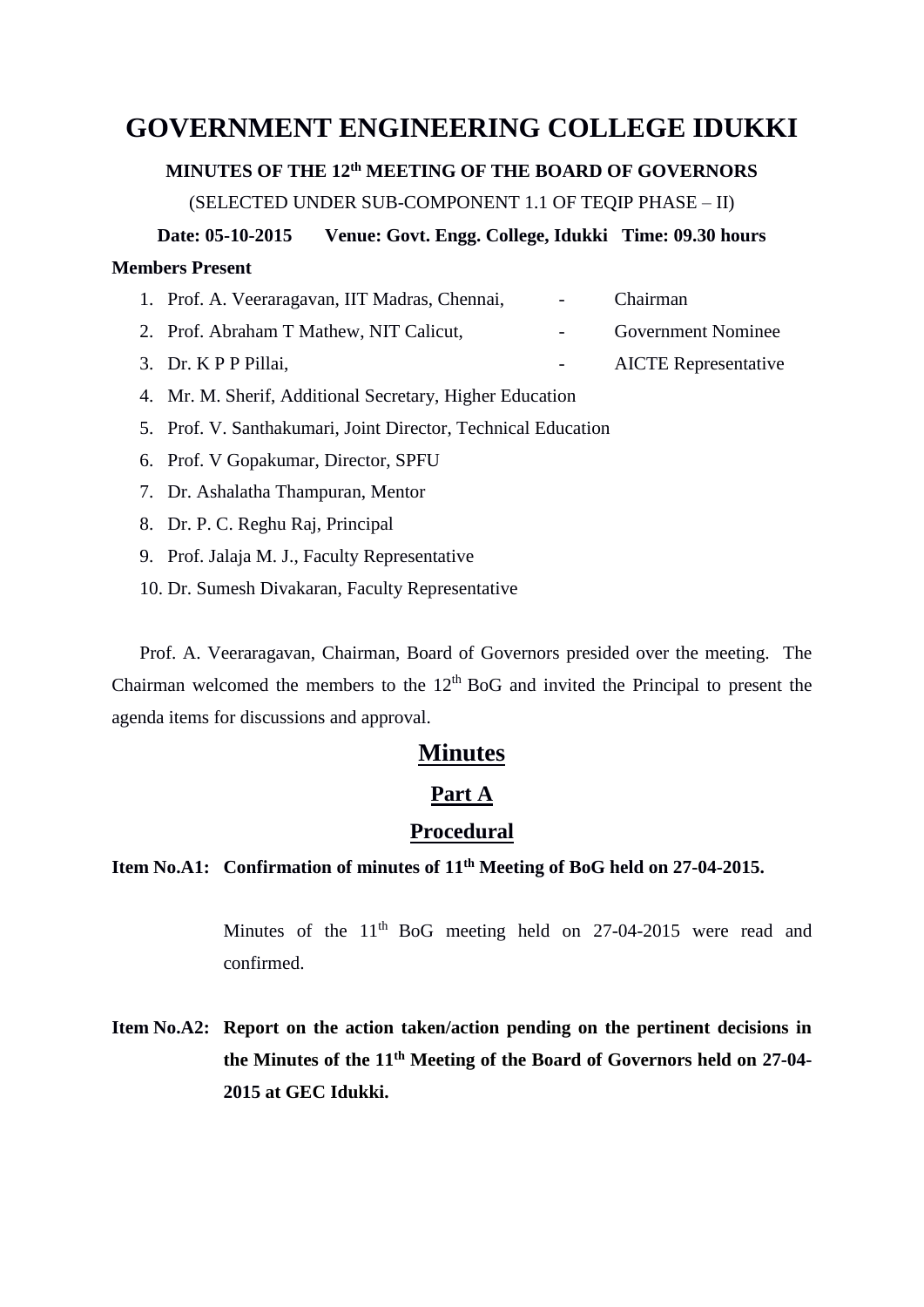# GOVERNMENT ENGINEERING COLLEGE IDUKKI

**MINUTES OF THE 12th MEETING OF THE BOARD OF GOVERNORS**

(SELECTED UNDER SUB-COMPONENT 1.1 OF TEQIP PHASE – II)

**Date: 05-10-2015 Venue: Govt. Engg. College, Idukki Time: 09.30 hours**

**Members Present**

1. Prof. A. Veeraragavan, IIT Madras, Chennai, - Chairman
2. Prof. Abraham T Mathew, NIT Calicut, - Government Nominee
3. Dr. K P P Pillai, - AICTE Representative
4. Mr. M. Sherif, Additional Secretary, Higher Education
5. Prof. V. Santhakumari, Joint Director, Technical Education
6. Prof. V Gopakumar, Director, SPFU
7. Dr. Ashalatha Thampuran, Mentor
8. Dr. P. C. Reghu Raj, Principal
9. Prof. Jalaja M. J., Faculty Representative
10. Dr. Sumesh Divakaran, Faculty Representative

Prof. A. Veeraragavan, Chairman, Board of Governors presided over the meeting. The Chairman welcomed the members to the 12th BoG and invited the Principal to present the agenda items for discussions and approval.

## Minutes

### Part A

### Procedural

**Item No.A1: Confirmation of minutes of 11th Meeting of BoG held on 27-04-2015.**

Minutes of the 11th BoG meeting held on 27-04-2015 were read and confirmed.

**Item No.A2: Report on the action taken/action pending on the pertinent decisions in the Minutes of the 11th Meeting of the Board of Governors held on 27-04-2015 at GEC Idukki.**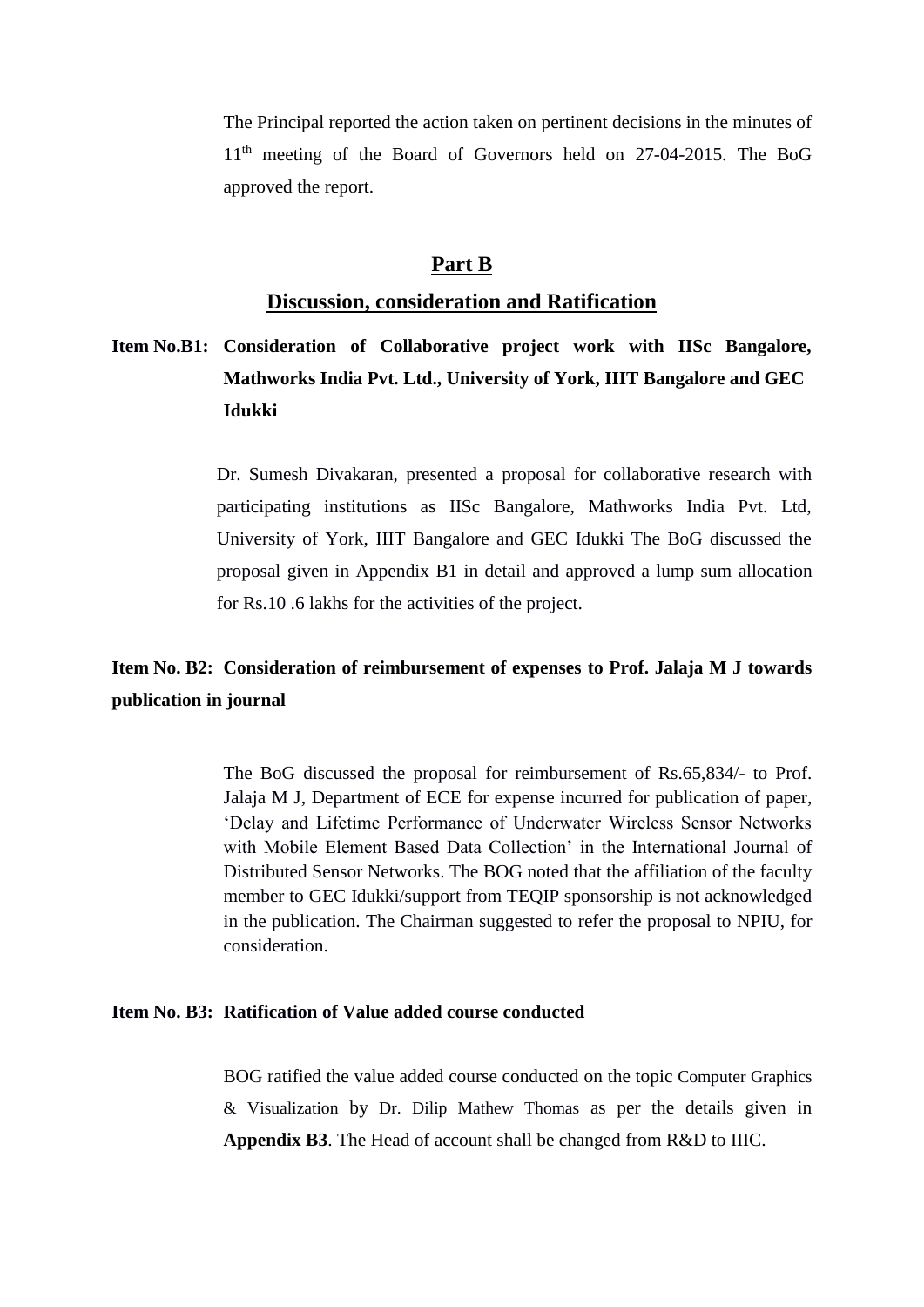The Principal reported the action taken on pertinent decisions in the minutes of 11th meeting of the Board of Governors held on 27-04-2015. The BoG approved the report.

## Part B

## Discussion, consideration and Ratification

**Item No.B1: Consideration of Collaborative project work with IISc Bangalore, Mathworks India Pvt. Ltd., University of York, IIIT Bangalore and GEC Idukki**

Dr. Sumesh Divakaran, presented a proposal for collaborative research with participating institutions as IISc Bangalore, Mathworks India Pvt. Ltd, University of York, IIIT Bangalore and GEC Idukki The BoG discussed the proposal given in Appendix B1 in detail and approved a lump sum allocation for Rs.10 .6 lakhs for the activities of the project.

**Item No. B2: Consideration of reimbursement of expenses to Prof. Jalaja M J towards publication in journal**

The BoG discussed the proposal for reimbursement of Rs.65,834/- to Prof. Jalaja M J, Department of ECE for expense incurred for publication of paper, 'Delay and Lifetime Performance of Underwater Wireless Sensor Networks with Mobile Element Based Data Collection' in the International Journal of Distributed Sensor Networks. The BOG noted that the affiliation of the faculty member to GEC Idukki/support from TEQIP sponsorship is not acknowledged in the publication. The Chairman suggested to refer the proposal to NPIU, for consideration.

**Item No. B3: Ratification of Value added course conducted**

BOG ratified the value added course conducted on the topic Computer Graphics & Visualization by Dr. Dilip Mathew Thomas as per the details given in **Appendix B3**. The Head of account shall be changed from R&D to IIIC.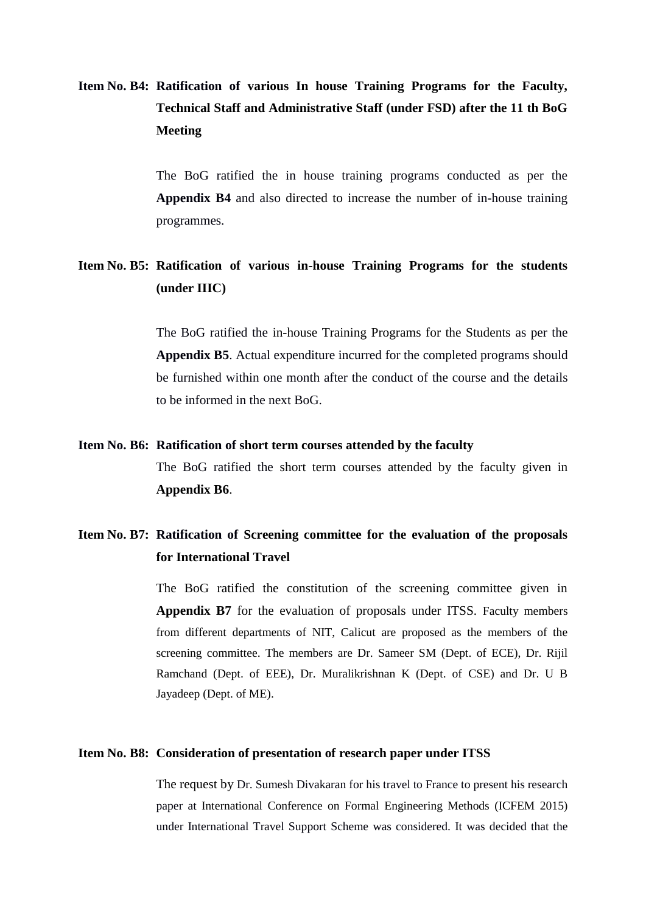**Item No. B4: Ratification of various In house Training Programs for the Faculty, Technical Staff and Administrative Staff (under FSD) after the 11 th BoG Meeting**

The BoG ratified the in house training programs conducted as per the **Appendix B4** and also directed to increase the number of in-house training programmes.

**Item No. B5: Ratification of various in-house Training Programs for the students (under IIIC)**

The BoG ratified the in-house Training Programs for the Students as per the **Appendix B5**. Actual expenditure incurred for the completed programs should be furnished within one month after the conduct of the course and the details to be informed in the next BoG.

**Item No. B6: Ratification of short term courses attended by the faculty**

The BoG ratified the short term courses attended by the faculty given in **Appendix B6**.

**Item No. B7: Ratification of Screening committee for the evaluation of the proposals for International Travel**

The BoG ratified the constitution of the screening committee given in **Appendix B7** for the evaluation of proposals under ITSS. Faculty members from different departments of NIT, Calicut are proposed as the members of the screening committee. The members are Dr. Sameer SM (Dept. of ECE), Dr. Rijil Ramchand (Dept. of EEE), Dr. Muralikrishnan K (Dept. of CSE) and Dr. U B Jayadeep (Dept. of ME).

**Item No. B8: Consideration of presentation of research paper under ITSS**

The request by Dr. Sumesh Divakaran for his travel to France to present his research paper at International Conference on Formal Engineering Methods (ICFEM 2015) under International Travel Support Scheme was considered. It was decided that the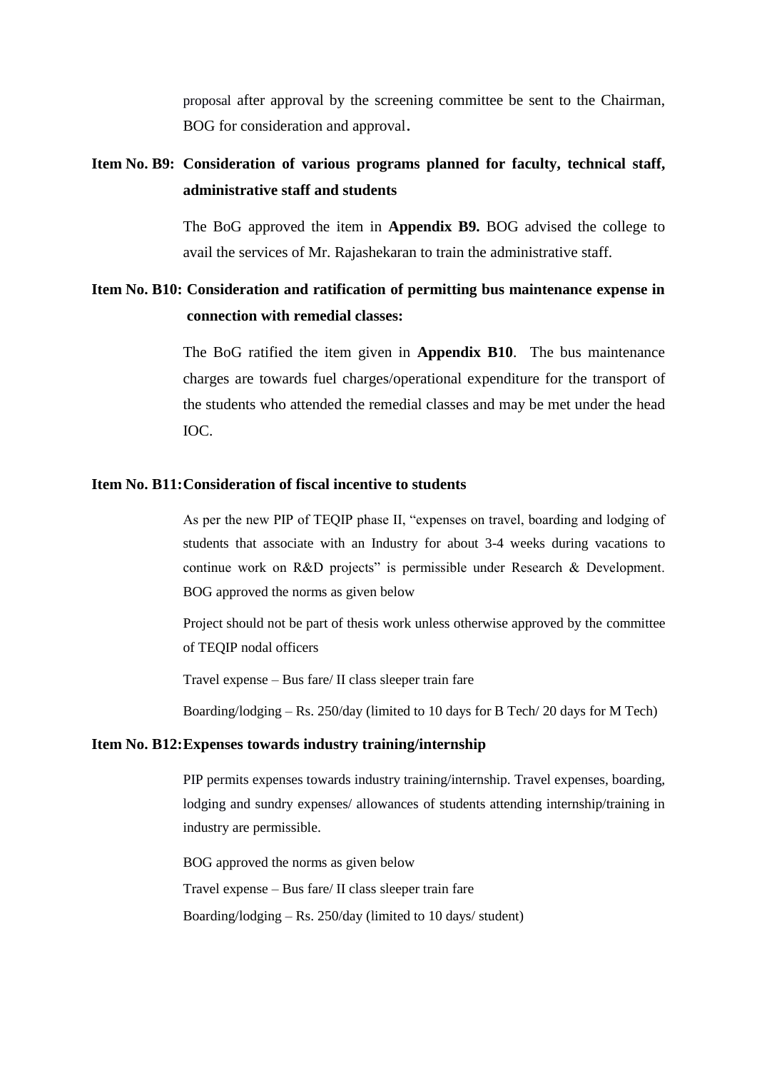proposal after approval by the screening committee be sent to the Chairman, BOG for consideration and approval.

**Item No. B9: Consideration of various programs planned for faculty, technical staff, administrative staff and students**

The BoG approved the item in **Appendix B9.** BOG advised the college to avail the services of Mr. Rajashekaran to train the administrative staff.

**Item No. B10: Consideration and ratification of permitting bus maintenance expense in connection with remedial classes:**

The BoG ratified the item given in **Appendix B10**. The bus maintenance charges are towards fuel charges/operational expenditure for the transport of the students who attended the remedial classes and may be met under the head IOC.

**Item No. B11: Consideration of fiscal incentive to students**

As per the new PIP of TEQIP phase II, "expenses on travel, boarding and lodging of students that associate with an Industry for about 3-4 weeks during vacations to continue work on R&D projects" is permissible under Research & Development. BOG approved the norms as given below

Project should not be part of thesis work unless otherwise approved by the committee of TEQIP nodal officers

Travel expense – Bus fare/ II class sleeper train fare

Boarding/lodging – Rs. 250/day (limited to 10 days for B Tech/ 20 days for M Tech)

**Item No. B12: Expenses towards industry training/internship**

PIP permits expenses towards industry training/internship. Travel expenses, boarding, lodging and sundry expenses/ allowances of students attending internship/training in industry are permissible.

BOG approved the norms as given below

Travel expense – Bus fare/ II class sleeper train fare

Boarding/lodging – Rs. 250/day (limited to 10 days/ student)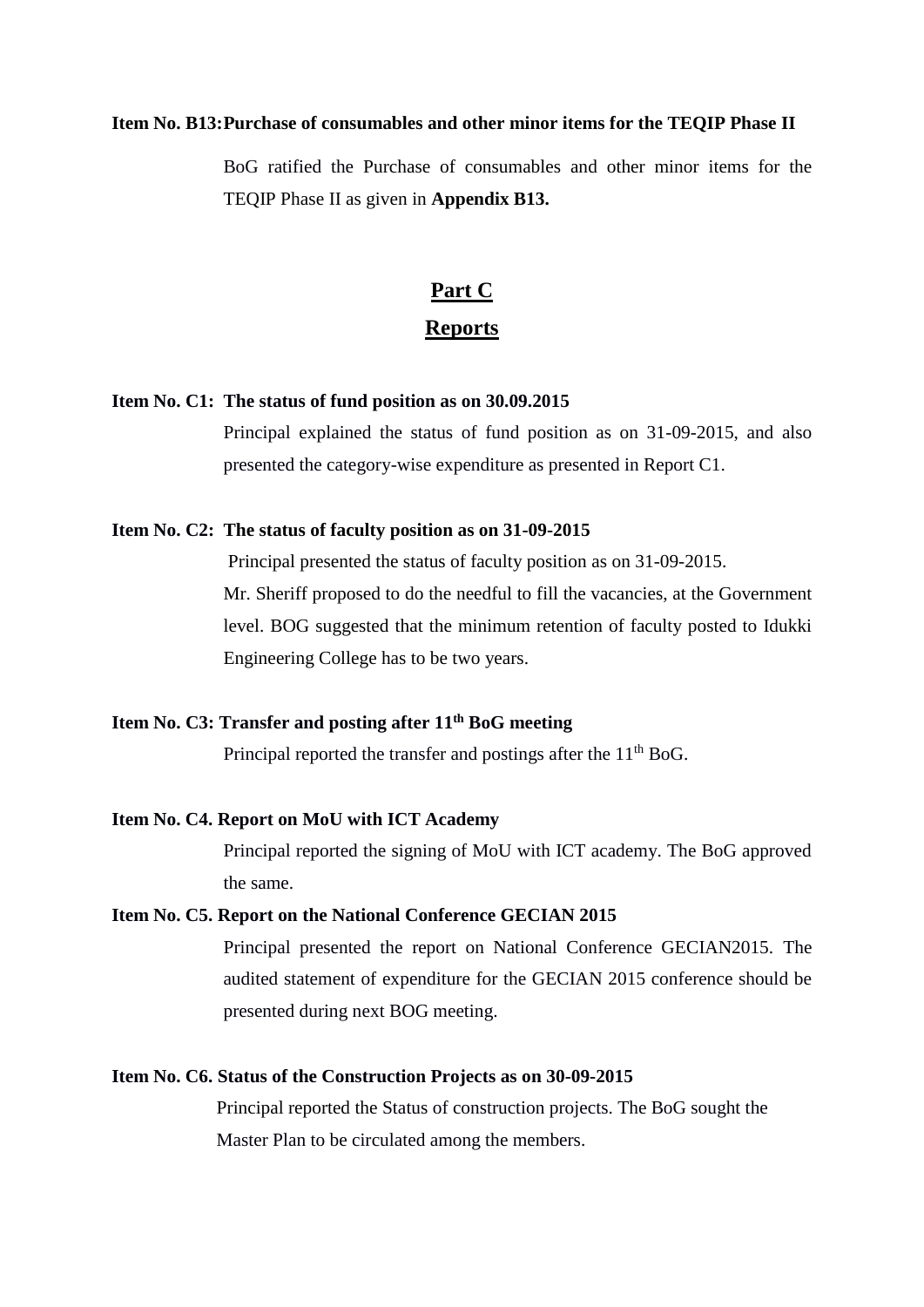**Item No. B13: Purchase of consumables and other minor items for the TEQIP Phase II**

BoG ratified the Purchase of consumables and other minor items for the TEQIP Phase II as given in **Appendix B13.**

## Part C

## Reports

**Item No. C1: The status of fund position as on 30.09.2015**

Principal explained the status of fund position as on 31-09-2015, and also presented the category-wise expenditure as presented in Report C1.

**Item No. C2: The status of faculty position as on 31-09-2015**

Principal presented the status of faculty position as on 31-09-2015.

Mr. Sheriff proposed to do the needful to fill the vacancies, at the Government level. BOG suggested that the minimum retention of faculty posted to Idukki Engineering College has to be two years.

**Item No. C3: Transfer and posting after 11th BoG meeting**

Principal reported the transfer and postings after the 11th BoG.

**Item No. C4. Report on MoU with ICT Academy**

Principal reported the signing of MoU with ICT academy. The BoG approved the same.

**Item No. C5. Report on the National Conference GECIAN 2015**

Principal presented the report on National Conference GECIAN2015. The audited statement of expenditure for the GECIAN 2015 conference should be presented during next BOG meeting.

**Item No. C6. Status of the Construction Projects as on 30-09-2015**

Principal reported the Status of construction projects. The BoG sought the Master Plan to be circulated among the members.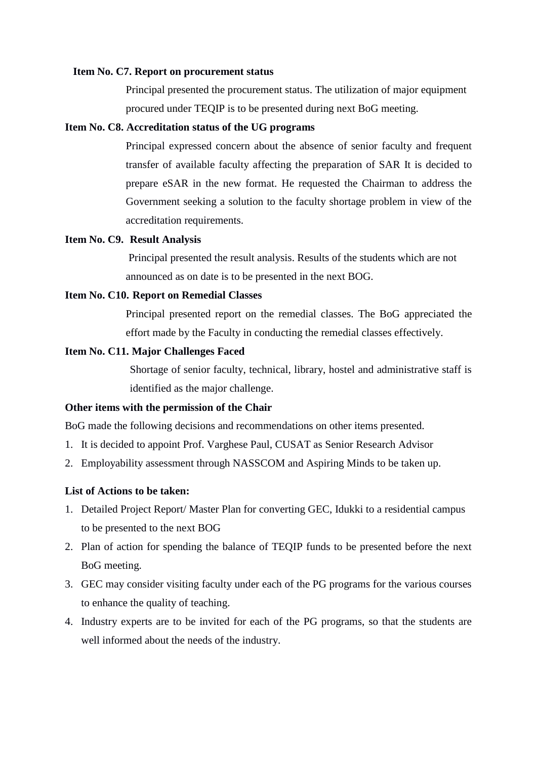**Item No. C7. Report on procurement status**

Principal presented the procurement status. The utilization of major equipment procured under TEQIP is to be presented during next BoG meeting.

**Item No. C8. Accreditation status of the UG programs**

Principal expressed concern about the absence of senior faculty and frequent transfer of available faculty affecting the preparation of SAR It is decided to prepare eSAR in the new format. He requested the Chairman to address the Government seeking a solution to the faculty shortage problem in view of the accreditation requirements.

**Item No. C9. Result Analysis**

Principal presented the result analysis. Results of the students which are not announced as on date is to be presented in the next BOG.

**Item No. C10. Report on Remedial Classes**

Principal presented report on the remedial classes. The BoG appreciated the effort made by the Faculty in conducting the remedial classes effectively.

**Item No. C11. Major Challenges Faced**

Shortage of senior faculty, technical, library, hostel and administrative staff is identified as the major challenge.

**Other items with the permission of the Chair**

BoG made the following decisions and recommendations on other items presented.

1. It is decided to appoint Prof. Varghese Paul, CUSAT as Senior Research Advisor
2. Employability assessment through NASSCOM and Aspiring Minds to be taken up.

**List of Actions to be taken:**

1. Detailed Project Report/ Master Plan for converting GEC, Idukki to a residential campus to be presented to the next BOG
2. Plan of action for spending the balance of TEQIP funds to be presented before the next BoG meeting.
3. GEC may consider visiting faculty under each of the PG programs for the various courses to enhance the quality of teaching.
4. Industry experts are to be invited for each of the PG programs, so that the students are well informed about the needs of the industry.